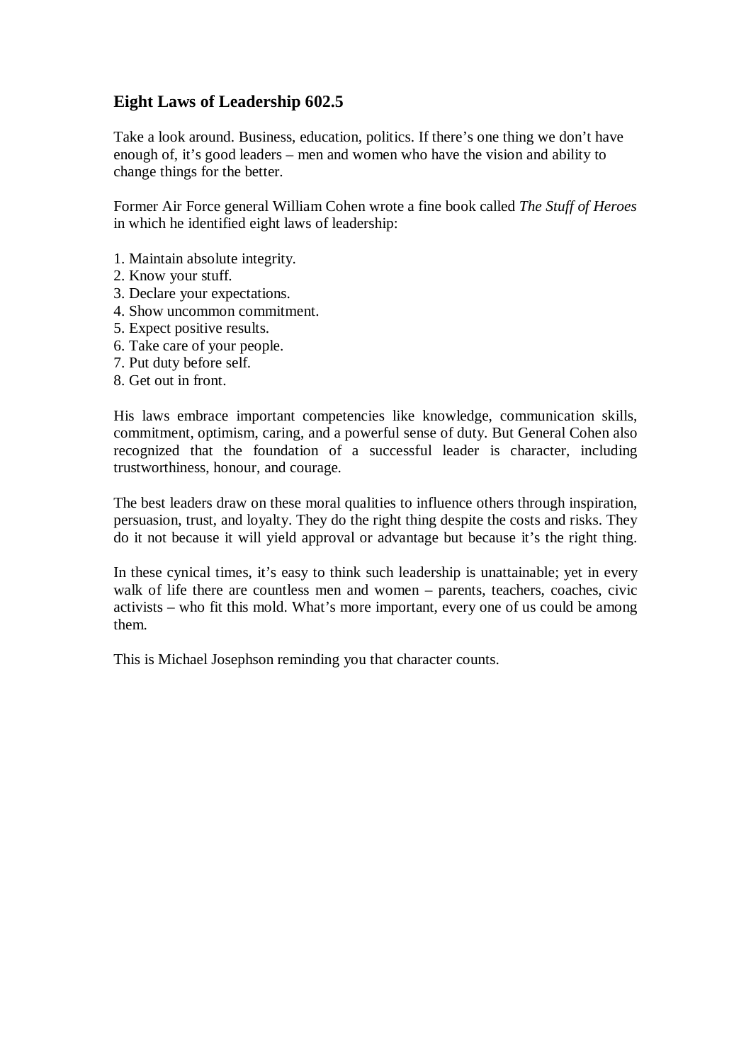## Eight Laws of Leadership 602.5

Take a look around. Business, education, politics. If there's one thing we don't have enough of, it's good leaders – men and women who have the vision and ability to change things for the better.

Former Air Force general William Cohen wrote a fine book called *The Stuff of Heroes* in which he identified eight laws of leadership:

1. Maintain absolute integrity.
2. Know your stuff.
3. Declare your expectations.
4. Show uncommon commitment.
5. Expect positive results.
6. Take care of your people.
7. Put duty before self.
8. Get out in front.

His laws embrace important competencies like knowledge, communication skills, commitment, optimism, caring, and a powerful sense of duty. But General Cohen also recognized that the foundation of a successful leader is character, including trustworthiness, honour, and courage.

The best leaders draw on these moral qualities to influence others through inspiration, persuasion, trust, and loyalty. They do the right thing despite the costs and risks. They do it not because it will yield approval or advantage but because it's the right thing.

In these cynical times, it's easy to think such leadership is unattainable; yet in every walk of life there are countless men and women – parents, teachers, coaches, civic activists – who fit this mold. What's more important, every one of us could be among them.

This is Michael Josephson reminding you that character counts.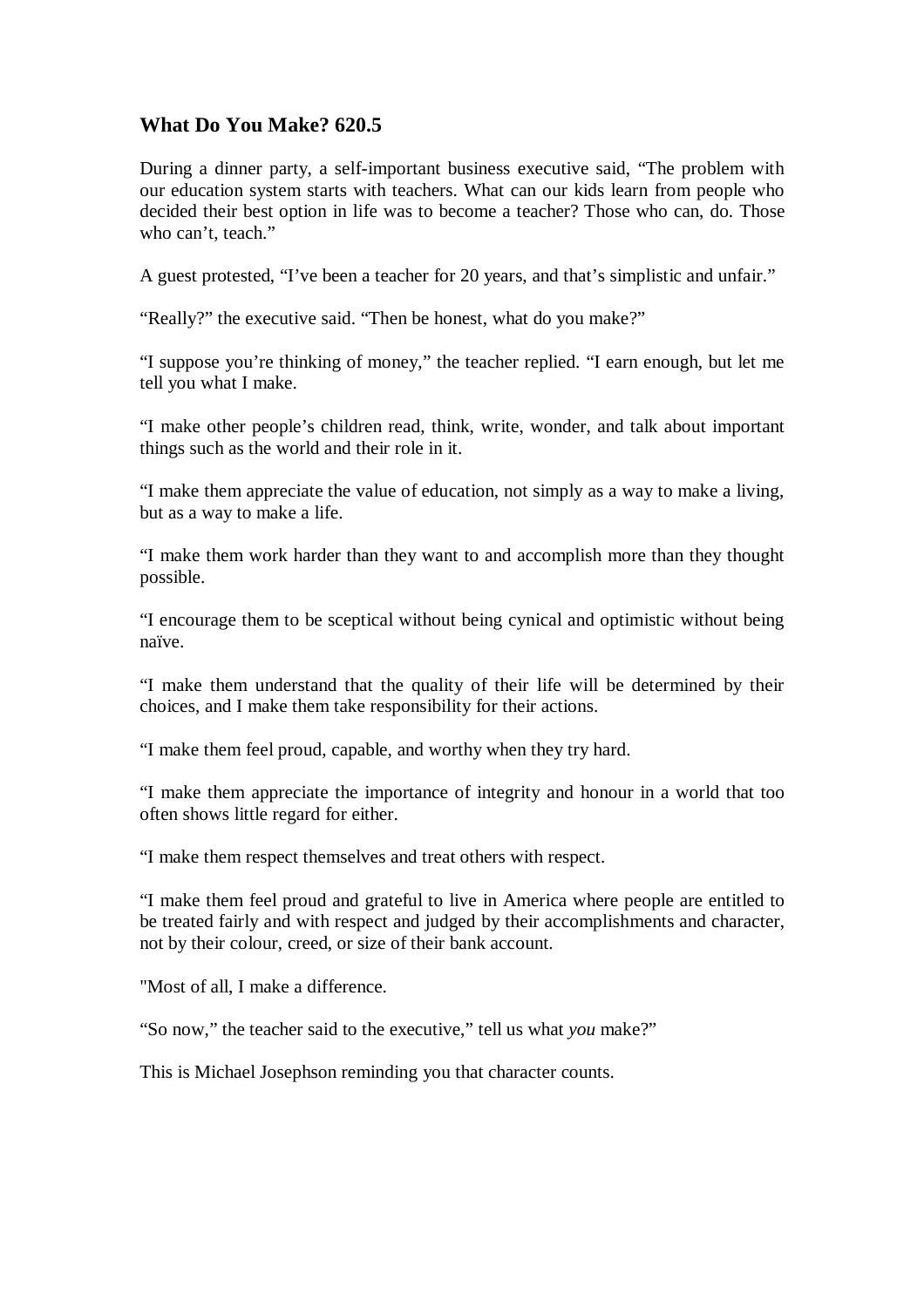## What Do You Make? 620.5

During a dinner party, a self-important business executive said, “The problem with our education system starts with teachers. What can our kids learn from people who decided their best option in life was to become a teacher? Those who can, do. Those who can’t, teach.”

A guest protested, “I’ve been a teacher for 20 years, and that’s simplistic and unfair.”

“Really?” the executive said. “Then be honest, what do you make?”

“I suppose you’re thinking of money,” the teacher replied. “I earn enough, but let me tell you what I make.

“I make other people’s children read, think, write, wonder, and talk about important things such as the world and their role in it.

“I make them appreciate the value of education, not simply as a way to make a living, but as a way to make a life.

“I make them work harder than they want to and accomplish more than they thought possible.

“I encourage them to be sceptical without being cynical and optimistic without being naïve.

“I make them understand that the quality of their life will be determined by their choices, and I make them take responsibility for their actions.

“I make them feel proud, capable, and worthy when they try hard.

“I make them appreciate the importance of integrity and honour in a world that too often shows little regard for either.

“I make them respect themselves and treat others with respect.

“I make them feel proud and grateful to live in America where people are entitled to be treated fairly and with respect and judged by their accomplishments and character, not by their colour, creed, or size of their bank account.

"Most of all, I make a difference.

“So now,” the teacher said to the executive,” tell us what *you* make?”

This is Michael Josephson reminding you that character counts.